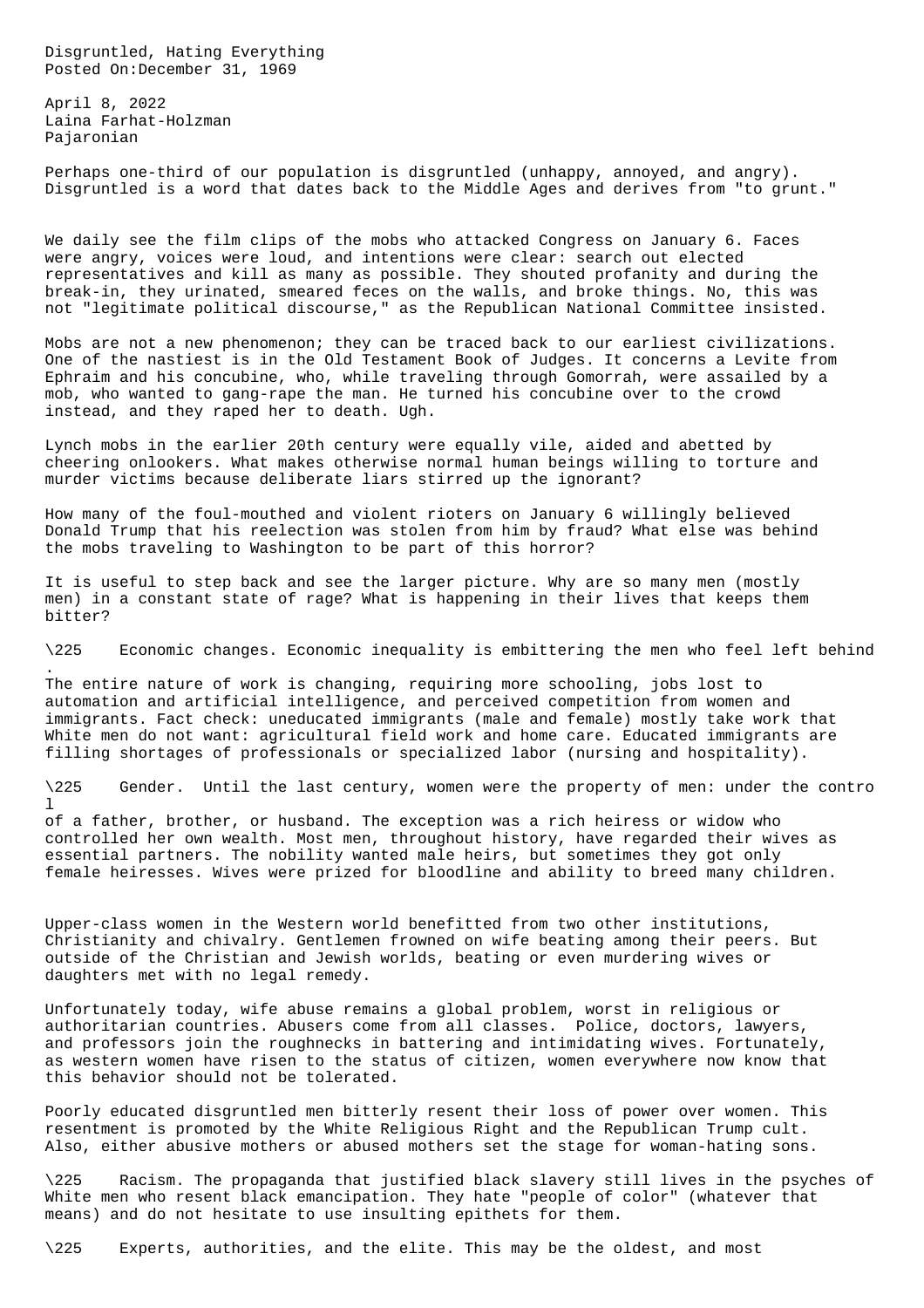# Disgruntled, Hating Everything

Posted On:December 31, 1969

April 8, 2022
Laina Farhat-Holzman
Pajaronian

Perhaps one-third of our population is disgruntled (unhappy, annoyed, and angry). Disgruntled is a word that dates back to the Middle Ages and derives from "to grunt."

We daily see the film clips of the mobs who attacked Congress on January 6. Faces were angry, voices were loud, and intentions were clear: search out elected representatives and kill as many as possible. They shouted profanity and during the break-in, they urinated, smeared feces on the walls, and broke things. No, this was not "legitimate political discourse," as the Republican National Committee insisted.

Mobs are not a new phenomenon; they can be traced back to our earliest civilizations. One of the nastiest is in the Old Testament Book of Judges. It concerns a Levite from Ephraim and his concubine, who, while traveling through Gomorrah, were assailed by a mob, who wanted to gang-rape the man. He turned his concubine over to the crowd instead, and they raped her to death. Ugh.

Lynch mobs in the earlier 20th century were equally vile, aided and abetted by cheering onlookers. What makes otherwise normal human beings willing to torture and murder victims because deliberate liars stirred up the ignorant?

How many of the foul-mouthed and violent rioters on January 6 willingly believed Donald Trump that his reelection was stolen from him by fraud? What else was behind the mobs traveling to Washington to be part of this horror?

It is useful to step back and see the larger picture. Why are so many men (mostly men) in a constant state of rage? What is happening in their lives that keeps them bitter?

\225 Economic changes. Economic inequality is embittering the men who feel left behind. The entire nature of work is changing, requiring more schooling, jobs lost to automation and artificial intelligence, and perceived competition from women and immigrants. Fact check: uneducated immigrants (male and female) mostly take work that White men do not want: agricultural field work and home care. Educated immigrants are filling shortages of professionals or specialized labor (nursing and hospitality).

\225 Gender. Until the last century, women were the property of men: under the control of a father, brother, or husband. The exception was a rich heiress or widow who controlled her own wealth. Most men, throughout history, have regarded their wives as essential partners. The nobility wanted male heirs, but sometimes they got only female heiresses. Wives were prized for bloodline and ability to breed many children.

Upper-class women in the Western world benefitted from two other institutions, Christianity and chivalry. Gentlemen frowned on wife beating among their peers. But outside of the Christian and Jewish worlds, beating or even murdering wives or daughters met with no legal remedy.

Unfortunately today, wife abuse remains a global problem, worst in religious or authoritarian countries. Abusers come from all classes. Police, doctors, lawyers, and professors join the roughnecks in battering and intimidating wives. Fortunately, as western women have risen to the status of citizen, women everywhere now know that this behavior should not be tolerated.

Poorly educated disgruntled men bitterly resent their loss of power over women. This resentment is promoted by the White Religious Right and the Republican Trump cult. Also, either abusive mothers or abused mothers set the stage for woman-hating sons.

\225 Racism. The propaganda that justified black slavery still lives in the psyches of White men who resent black emancipation. They hate "people of color" (whatever that means) and do not hesitate to use insulting epithets for them.

\225 Experts, authorities, and the elite. This may be the oldest, and most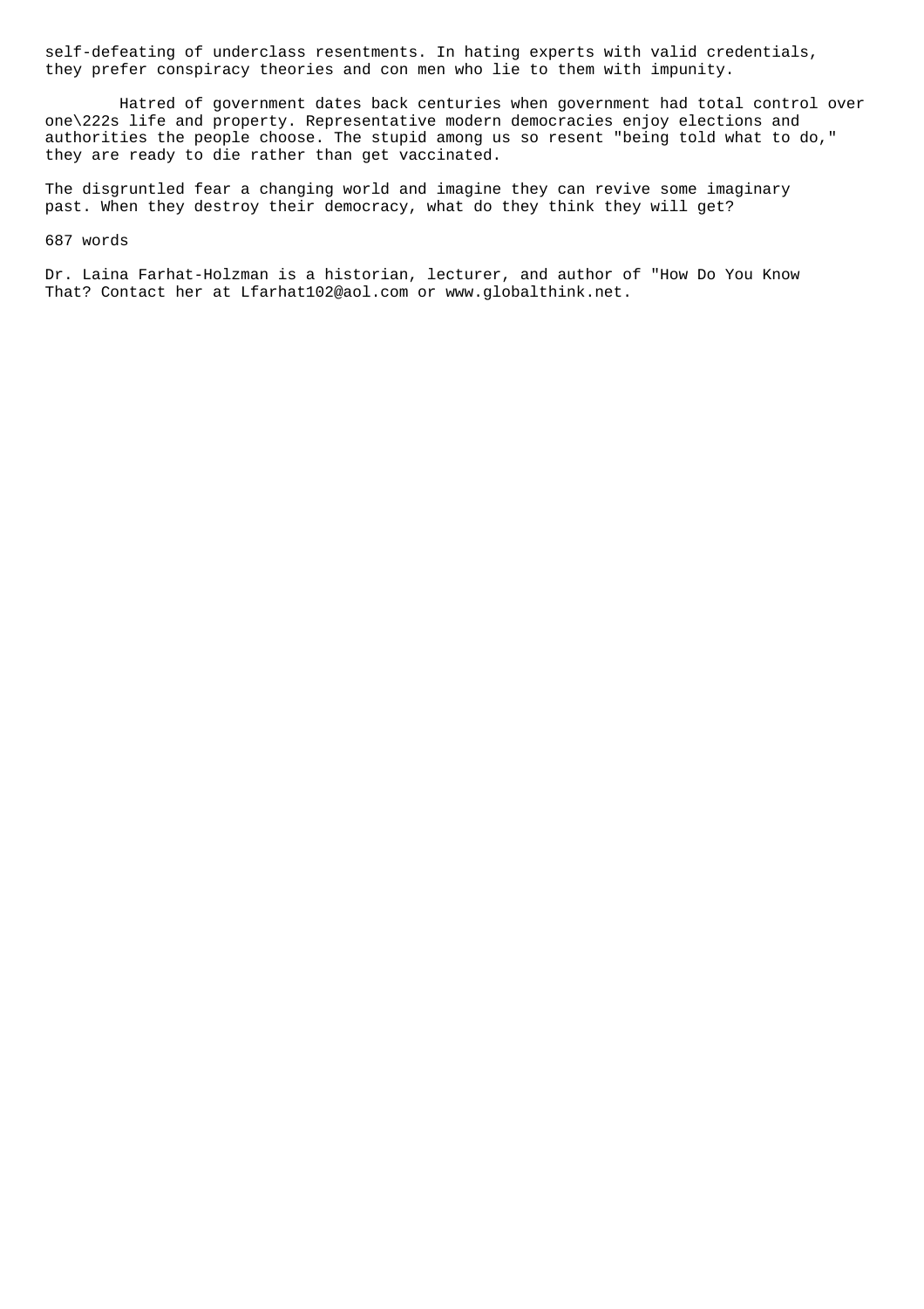self-defeating of underclass resentments. In hating experts with valid credentials, they prefer conspiracy theories and con men who lie to them with impunity.

Hatred of government dates back centuries when government had total control over one\222s life and property. Representative modern democracies enjoy elections and authorities the people choose. The stupid among us so resent "being told what to do," they are ready to die rather than get vaccinated.

The disgruntled fear a changing world and imagine they can revive some imaginary past. When they destroy their democracy, what do they think they will get?

687 words

Dr. Laina Farhat-Holzman is a historian, lecturer, and author of "How Do You Know That? Contact her at Lfarhat102@aol.com or www.globalthink.net.